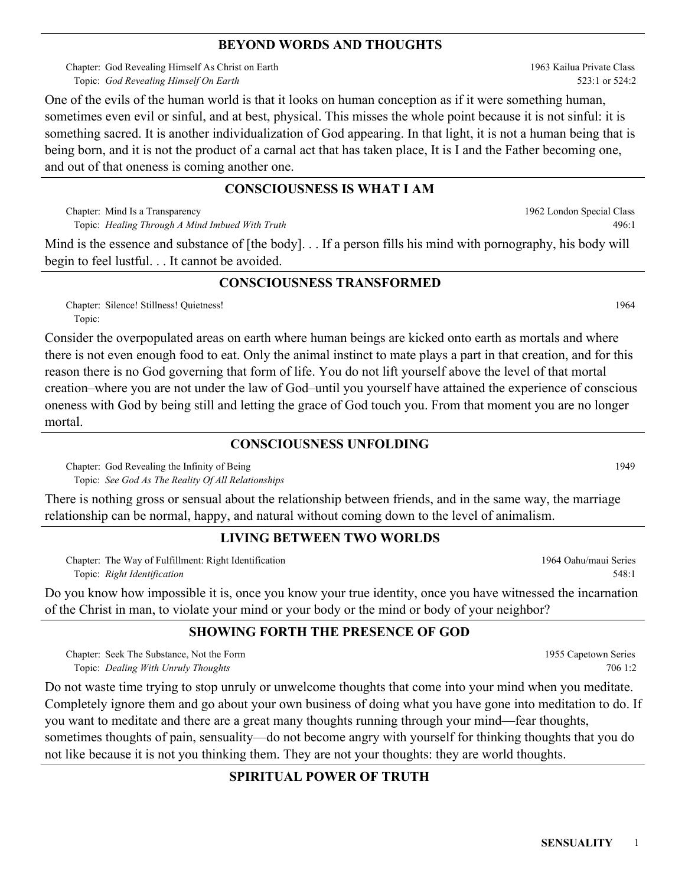## BEYOND WORDS AND THOUGHTS

Chapter: God Revealing Himself As Christ on Earth — 1963 Kailua Private Class
Topic: *God Revealing Himself On Earth* — 523:1 or 524:2

One of the evils of the human world is that it looks on human conception as if it were something human, sometimes even evil or sinful, and at best, physical. This misses the whole point because it is not sinful: it is something sacred. It is another individualization of God appearing. In that light, it is not a human being that is being born, and it is not the product of a carnal act that has taken place, It is I and the Father becoming one, and out of that oneness is coming another one.

## CONSCIOUSNESS IS WHAT I AM

Chapter: Mind Is a Transparency — 1962 London Special Class
Topic: *Healing Through A Mind Imbued With Truth* — 496:1

Mind is the essence and substance of [the body]. . . If a person fills his mind with pornography, his body will begin to feel lustful. . . It cannot be avoided.

## CONSCIOUSNESS TRANSFORMED

Chapter: Silence! Stillness! Quietness! — 1964
Topic:

Consider the overpopulated areas on earth where human beings are kicked onto earth as mortals and where there is not even enough food to eat. Only the animal instinct to mate plays a part in that creation, and for this reason there is no God governing that form of life. You do not lift yourself above the level of that mortal creation–where you are not under the law of God–until you yourself have attained the experience of conscious oneness with God by being still and letting the grace of God touch you. From that moment you are no longer mortal.

## CONSCIOUSNESS UNFOLDING

Chapter: God Revealing the Infinity of Being — 1949
Topic: *See God As The Reality Of All Relationships*

There is nothing gross or sensual about the relationship between friends, and in the same way, the marriage relationship can be normal, happy, and natural without coming down to the level of animalism.

## LIVING BETWEEN TWO WORLDS

Chapter: The Way of Fulfillment: Right Identification — 1964 Oahu/maui Series
Topic: *Right Identification* — 548:1

Do you know how impossible it is, once you know your true identity, once you have witnessed the incarnation of the Christ in man, to violate your mind or your body or the mind or body of your neighbor?

## SHOWING FORTH THE PRESENCE OF GOD

Chapter: Seek The Substance, Not the Form — 1955 Capetown Series
Topic: *Dealing With Unruly Thoughts* — 706 1:2

Do not waste time trying to stop unruly or unwelcome thoughts that come into your mind when you meditate. Completely ignore them and go about your own business of doing what you have gone into meditation to do. If you want to meditate and there are a great many thoughts running through your mind—fear thoughts, sometimes thoughts of pain, sensuality—do not become angry with yourself for thinking thoughts that you do not like because it is not you thinking them. They are not your thoughts: they are world thoughts.

## SPIRITUAL POWER OF TRUTH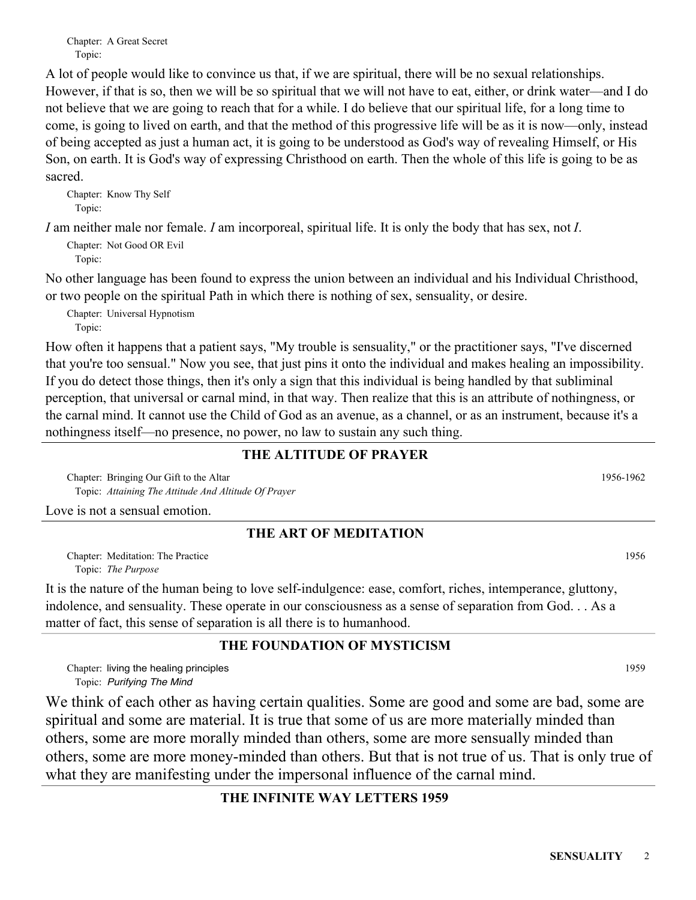Chapter: A Great Secret
Topic:

A lot of people would like to convince us that, if we are spiritual, there will be no sexual relationships. However, if that is so, then we will be so spiritual that we will not have to eat, either, or drink water—and I do not believe that we are going to reach that for a while. I do believe that our spiritual life, for a long time to come, is going to lived on earth, and that the method of this progressive life will be as it is now—only, instead of being accepted as just a human act, it is going to be understood as God's way of revealing Himself, or His Son, on earth. It is God's way of expressing Christhood on earth. Then the whole of this life is going to be as sacred.

Chapter: Know Thy Self
Topic:

*I* am neither male nor female. *I* am incorporeal, spiritual life. It is only the body that has sex, not *I*.

Chapter: Not Good OR Evil
Topic:

No other language has been found to express the union between an individual and his Individual Christhood, or two people on the spiritual Path in which there is nothing of sex, sensuality, or desire.

Chapter: Universal Hypnotism
Topic:

How often it happens that a patient says, "My trouble is sensuality," or the practitioner says, "I've discerned that you're too sensual." Now you see, that just pins it onto the individual and makes healing an impossibility. If you do detect those things, then it's only a sign that this individual is being handled by that subliminal perception, that universal or carnal mind, in that way. Then realize that this is an attribute of nothingness, or the carnal mind. It cannot use the Child of God as an avenue, as a channel, or as an instrument, because it's a nothingness itself—no presence, no power, no law to sustain any such thing.

## THE ALTITUDE OF PRAYER

Chapter: Bringing Our Gift to the Altar — 1956-1962
Topic: *Attaining The Attitude And Altitude Of Prayer*

Love is not a sensual emotion.

## THE ART OF MEDITATION

Chapter: Meditation: The Practice — 1956
Topic: *The Purpose*

It is the nature of the human being to love self-indulgence: ease, comfort, riches, intemperance, gluttony, indolence, and sensuality. These operate in our consciousness as a sense of separation from God. . . As a matter of fact, this sense of separation is all there is to humanhood.

## THE FOUNDATION OF MYSTICISM

Chapter: living the healing principles — 1959
Topic: *Purifying The Mind*

We think of each other as having certain qualities. Some are good and some are bad, some are spiritual and some are material. It is true that some of us are more materially minded than others, some are more morally minded than others, some are more sensually minded than others, some are more money-minded than others. But that is not true of us. That is only true of what they are manifesting under the impersonal influence of the carnal mind.

## THE INFINITE WAY LETTERS 1959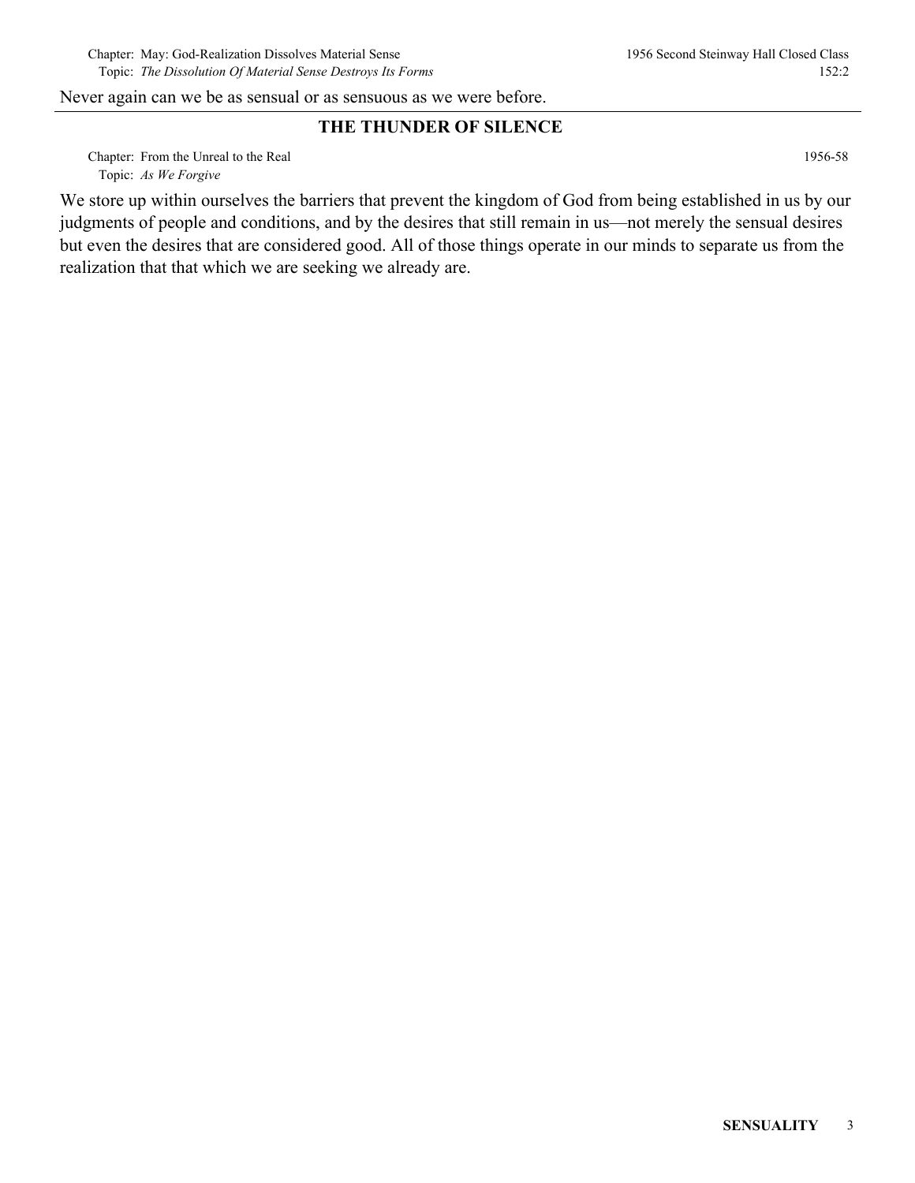Chapter: May: God-Realization Dissolves Material Sense — 1956 Second Steinway Hall Closed Class
Topic: *The Dissolution Of Material Sense Destroys Its Forms* — 152:2

Never again can we be as sensual or as sensuous as we were before.

---

## THE THUNDER OF SILENCE

Chapter: From the Unreal to the Real — 1956-58
Topic: *As We Forgive*

We store up within ourselves the barriers that prevent the kingdom of God from being established in us by our judgments of people and conditions, and by the desires that still remain in us—not merely the sensual desires but even the desires that are considered good. All of those things operate in our minds to separate us from the realization that that which we are seeking we already are.